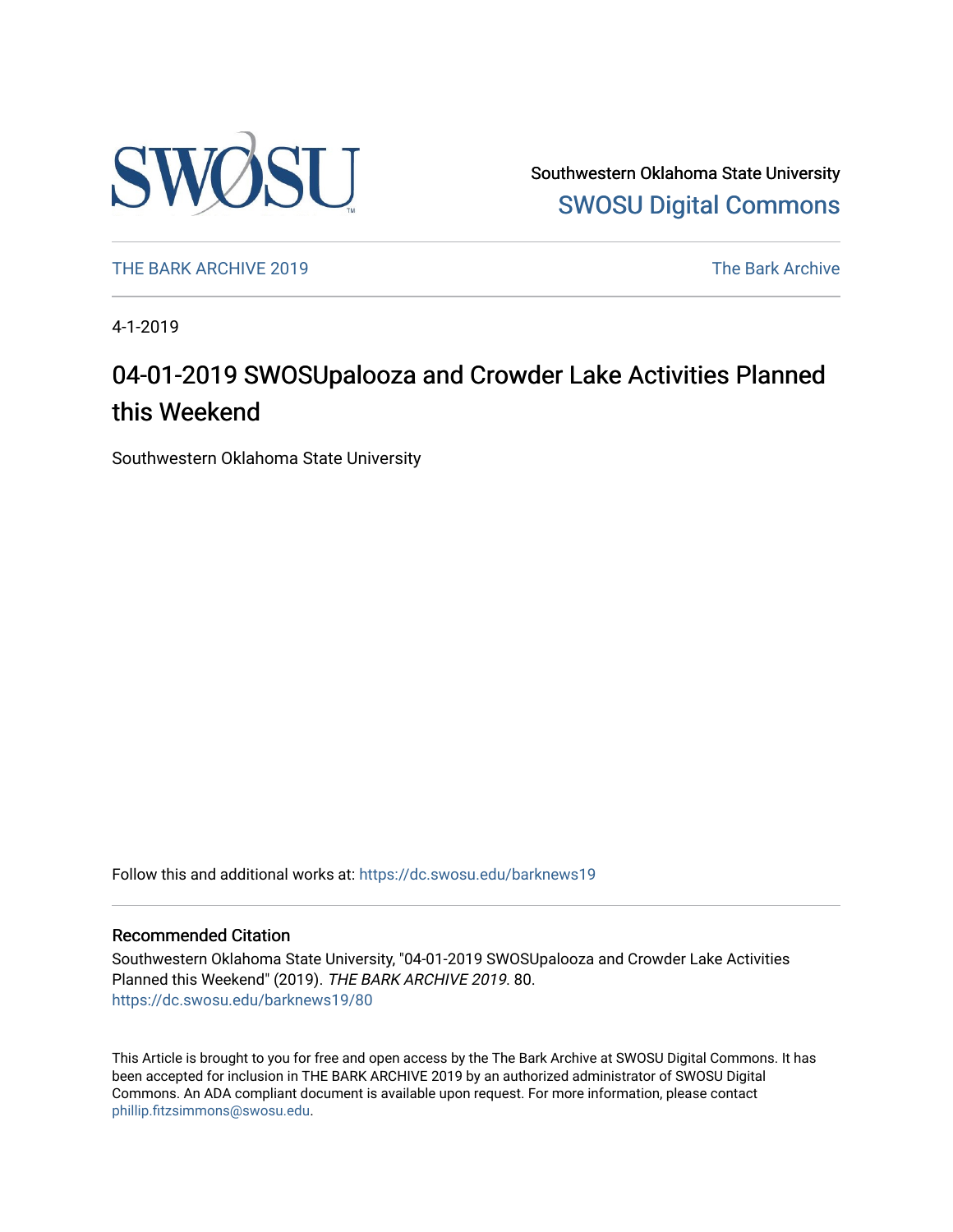Southwestern Oklahoma State University

SWOSU Digital Commons

THE BARK ARCHIVE 2019

The Bark Archive

4-1-2019

# 04-01-2019 SWOSUpalooza and Crowder Lake Activities Planned this Weekend

Southwestern Oklahoma State University

Follow this and additional works at: https://dc.swosu.edu/barknews19

## Recommended Citation

Southwestern Oklahoma State University, "04-01-2019 SWOSUpalooza and Crowder Lake Activities Planned this Weekend" (2019). *THE BARK ARCHIVE 2019*. 80.
https://dc.swosu.edu/barknews19/80

This Article is brought to you for free and open access by the The Bark Archive at SWOSU Digital Commons. It has been accepted for inclusion in THE BARK ARCHIVE 2019 by an authorized administrator of SWOSU Digital Commons. An ADA compliant document is available upon request. For more information, please contact phillip.fitzsimmons@swosu.edu.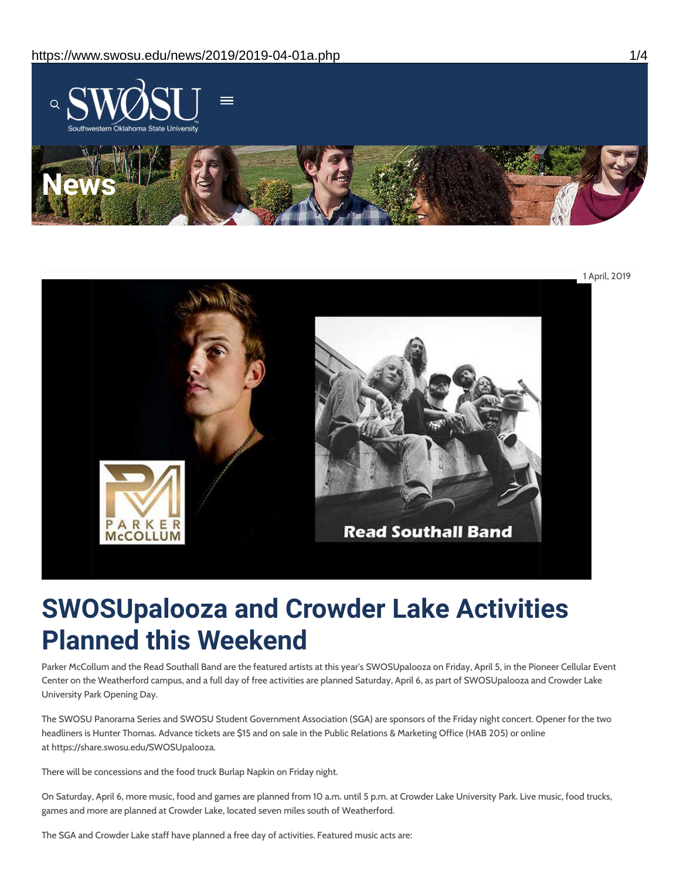1 April, 2019

# SWOSUpalooza and Crowder Lake Activities Planned this Weekend

Parker McCollum and the Read Southall Band are the featured artists at this year's SWOSUpalooza on Friday, April 5, in the Pioneer Cellular Event Center on the Weatherford campus, and a full day of free activities are planned Saturday, April 6, as part of SWOSUpalooza and Crowder Lake University Park Opening Day.

The SWOSU Panorama Series and SWOSU Student Government Association (SGA) are sponsors of the Friday night concert. Opener for the two headliners is Hunter Thomas. Advance tickets are $15 and on sale in the Public Relations & Marketing Office (HAB 205) or online at https://share.swosu.edu/SWOSUpalooza.

There will be concessions and the food truck Burlap Napkin on Friday night.

On Saturday, April 6, more music, food and games are planned from 10 a.m. until 5 p.m. at Crowder Lake University Park. Live music, food trucks, games and more are planned at Crowder Lake, located seven miles south of Weatherford.

The SGA and Crowder Lake staff have planned a free day of activities. Featured music acts are: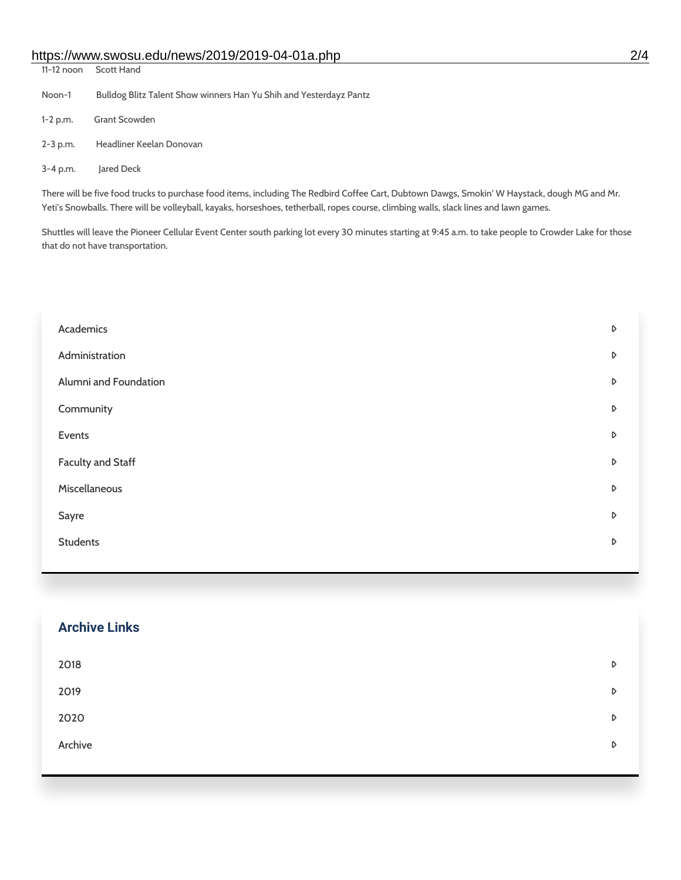11-12 noon Scott Hand

Noon-1 Bulldog Blitz Talent Show winners Han Yu Shih and Yesterdayz Pantz

1-2 p.m. Grant Scowden

2-3 p.m. Headliner Keelan Donovan

3-4 p.m. Jared Deck

There will be five food trucks to purchase food items, including The Redbird Coffee Cart, Dubtown Dawgs, Smokin' W Haystack, dough MG and Mr. Yeti's Snowballs. There will be volleyball, kayaks, horseshoes, tetherball, ropes course, climbing walls, slack lines and lawn games.

Shuttles will leave the Pioneer Cellular Event Center south parking lot every 30 minutes starting at 9:45 a.m. to take people to Crowder Lake for those that do not have transportation.

- Academics
- Administration
- Alumni and Foundation
- Community
- Events
- Faculty and Staff
- Miscellaneous
- Sayre
- Students

## Archive Links

- 2018
- 2019
- 2020
- Archive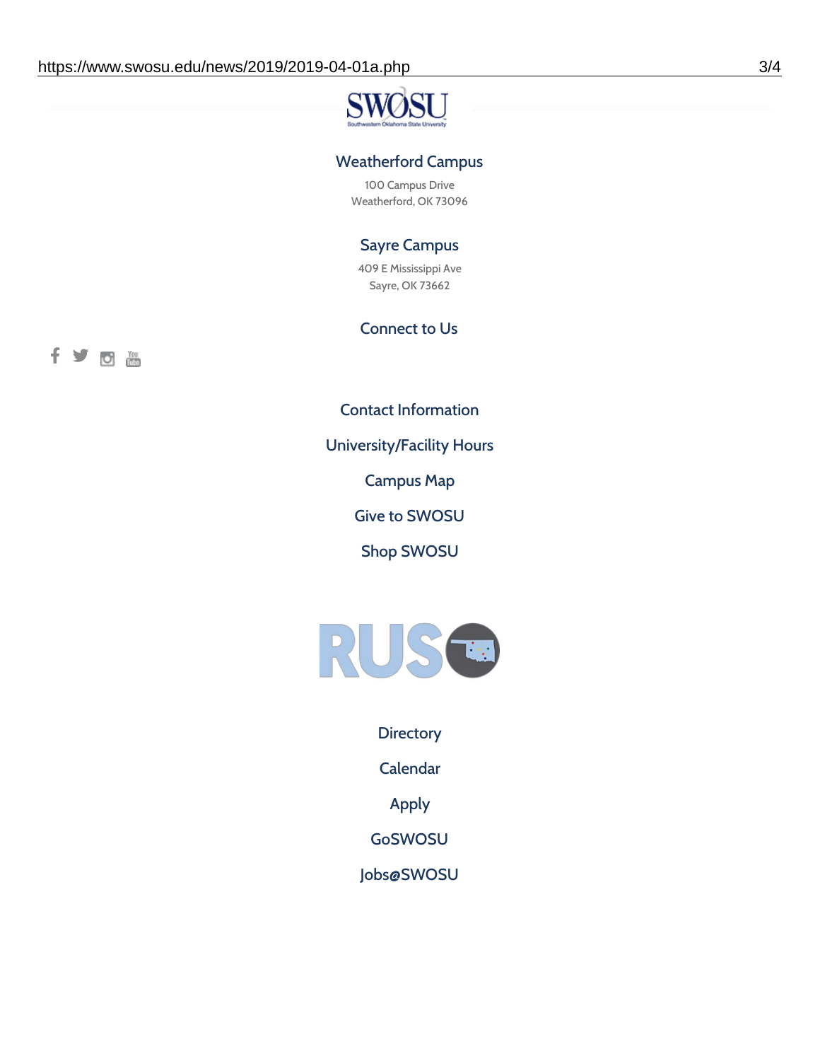## Weatherford Campus

100 Campus Drive
Weatherford, OK 73096

## Sayre Campus

409 E Mississippi Ave
Sayre, OK 73662

## Connect to Us

Contact Information

University/Facility Hours

Campus Map

Give to SWOSU

Shop SWOSU

Directory

Calendar

Apply

GoSWOSU

Jobs@SWOSU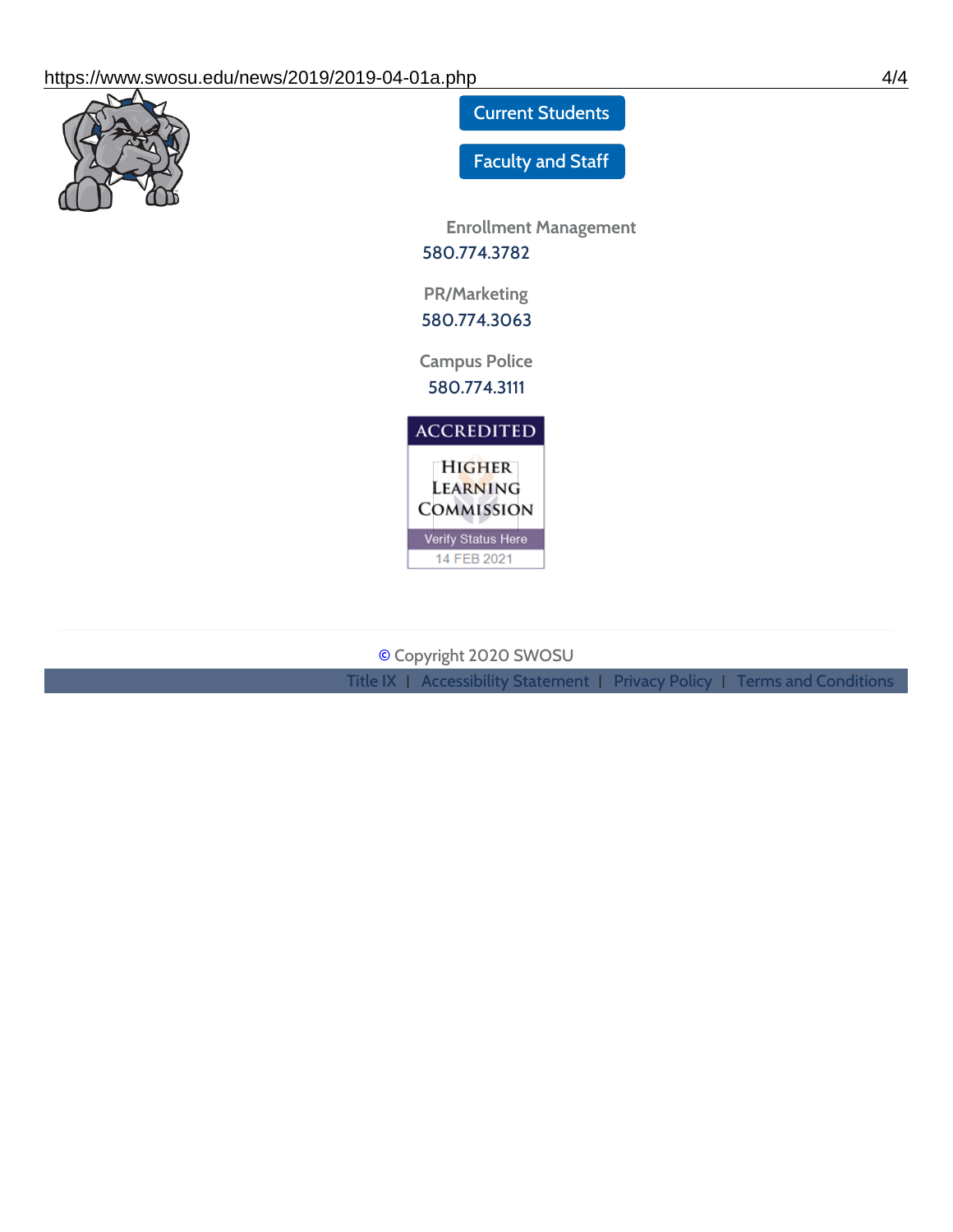Current Students

Faculty and Staff

Enrollment Management
580.774.3782

PR/Marketing
580.774.3063

Campus Police
580.774.3111

ACCREDITED
HIGHER LEARNING COMMISSION
Verify Status Here
14 FEB 2021

© Copyright 2020 SWOSU

Title IX | Accessibility Statement | Privacy Policy | Terms and Conditions